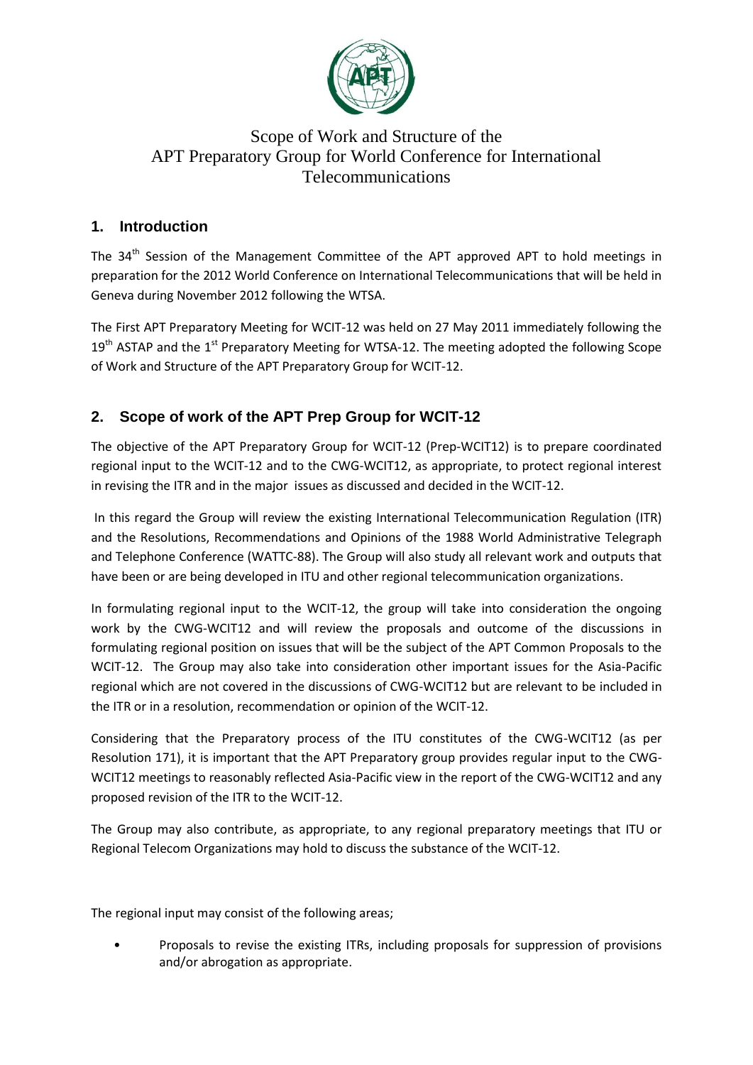# Scope of Work and Structure of the APT Preparatory Group for World Conference for International Telecommunications

## 1. Introduction

The 34th Session of the Management Committee of the APT approved APT to hold meetings in preparation for the 2012 World Conference on International Telecommunications that will be held in Geneva during November 2012 following the WTSA.

The First APT Preparatory Meeting for WCIT-12 was held on 27 May 2011 immediately following the 19th ASTAP and the 1st Preparatory Meeting for WTSA-12. The meeting adopted the following Scope of Work and Structure of the APT Preparatory Group for WCIT-12.

## 2. Scope of work of the APT Prep Group for WCIT-12

The objective of the APT Preparatory Group for WCIT-12 (Prep-WCIT12) is to prepare coordinated regional input to the WCIT-12 and to the CWG-WCIT12, as appropriate, to protect regional interest in revising the ITR and in the major issues as discussed and decided in the WCIT-12.

In this regard the Group will review the existing International Telecommunication Regulation (ITR) and the Resolutions, Recommendations and Opinions of the 1988 World Administrative Telegraph and Telephone Conference (WATTC-88). The Group will also study all relevant work and outputs that have been or are being developed in ITU and other regional telecommunication organizations.

In formulating regional input to the WCIT-12, the group will take into consideration the ongoing work by the CWG-WCIT12 and will review the proposals and outcome of the discussions in formulating regional position on issues that will be the subject of the APT Common Proposals to the WCIT-12. The Group may also take into consideration other important issues for the Asia-Pacific regional which are not covered in the discussions of CWG-WCIT12 but are relevant to be included in the ITR or in a resolution, recommendation or opinion of the WCIT-12.

Considering that the Preparatory process of the ITU constitutes of the CWG-WCIT12 (as per Resolution 171), it is important that the APT Preparatory group provides regular input to the CWG-WCIT12 meetings to reasonably reflected Asia-Pacific view in the report of the CWG-WCIT12 and any proposed revision of the ITR to the WCIT-12.

The Group may also contribute, as appropriate, to any regional preparatory meetings that ITU or Regional Telecom Organizations may hold to discuss the substance of the WCIT-12.

The regional input may consist of the following areas;

- Proposals to revise the existing ITRs, including proposals for suppression of provisions and/or abrogation as appropriate.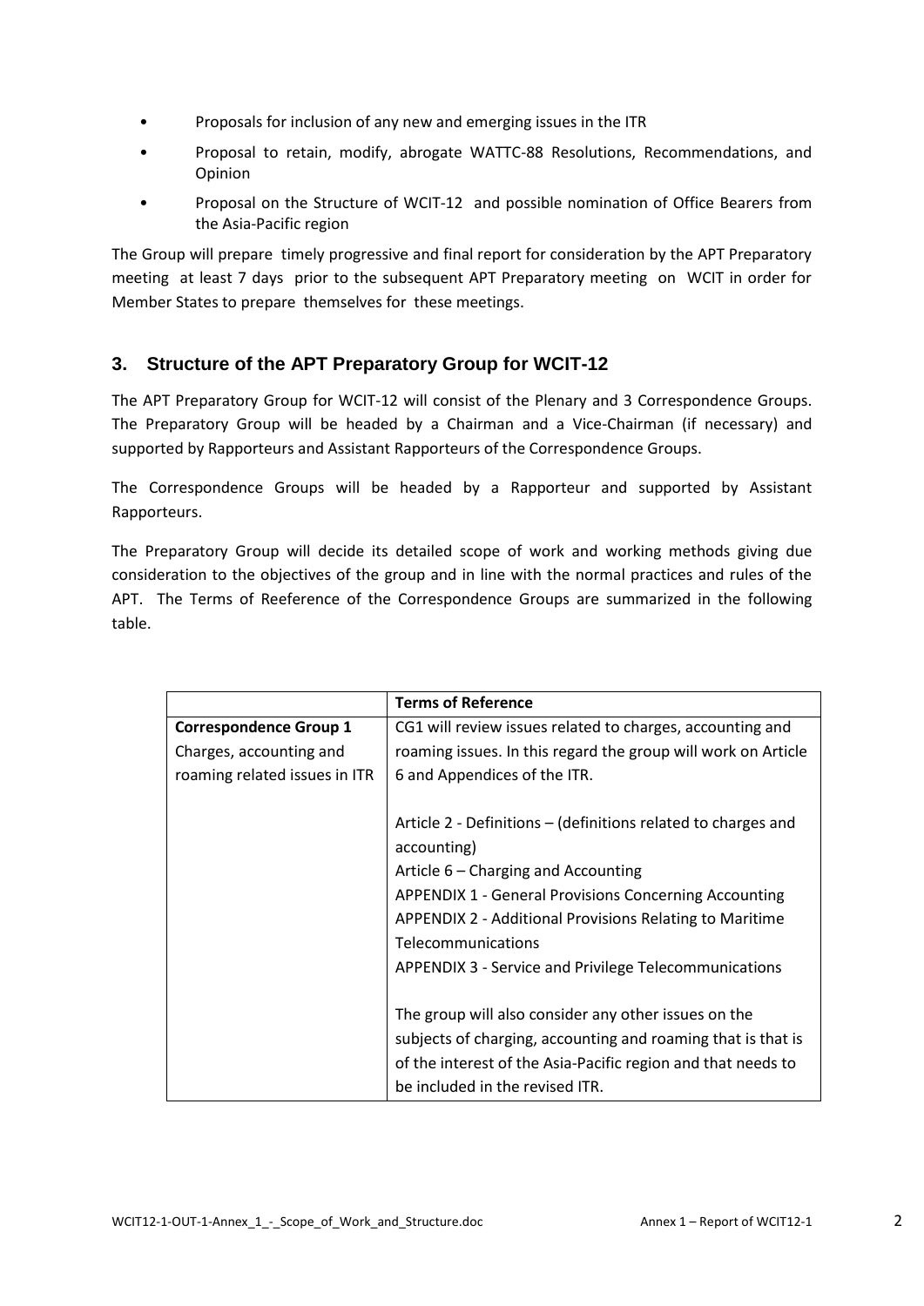- Proposals for inclusion of any new and emerging issues in the ITR
- Proposal to retain, modify, abrogate WATTC-88 Resolutions, Recommendations, and Opinion
- Proposal on the Structure of WCIT-12 and possible nomination of Office Bearers from the Asia-Pacific region

The Group will prepare timely progressive and final report for consideration by the APT Preparatory meeting at least 7 days prior to the subsequent APT Preparatory meeting on WCIT in order for Member States to prepare themselves for these meetings.

## 3. Structure of the APT Preparatory Group for WCIT-12

The APT Preparatory Group for WCIT-12 will consist of the Plenary and 3 Correspondence Groups. The Preparatory Group will be headed by a Chairman and a Vice-Chairman (if necessary) and supported by Rapporteurs and Assistant Rapporteurs of the Correspondence Groups.

The Correspondence Groups will be headed by a Rapporteur and supported by Assistant Rapporteurs.

The Preparatory Group will decide its detailed scope of work and working methods giving due consideration to the objectives of the group and in line with the normal practices and rules of the APT. The Terms of Reeference of the Correspondence Groups are summarized in the following table.

| | **Terms of Reference** |
|---|---|
| **Correspondence Group 1**<br>Charges, accounting and roaming related issues in ITR | CG1 will review issues related to charges, accounting and roaming issues. In this regard the group will work on Article 6 and Appendices of the ITR.<br><br>Article 2 - Definitions – (definitions related to charges and accounting)<br>Article 6 – Charging and Accounting<br>APPENDIX 1 - General Provisions Concerning Accounting<br>APPENDIX 2 - Additional Provisions Relating to Maritime Telecommunications<br>APPENDIX 3 - Service and Privilege Telecommunications<br><br>The group will also consider any other issues on the subjects of charging, accounting and roaming that is that is of the interest of the Asia-Pacific region and that needs to be included in the revised ITR. |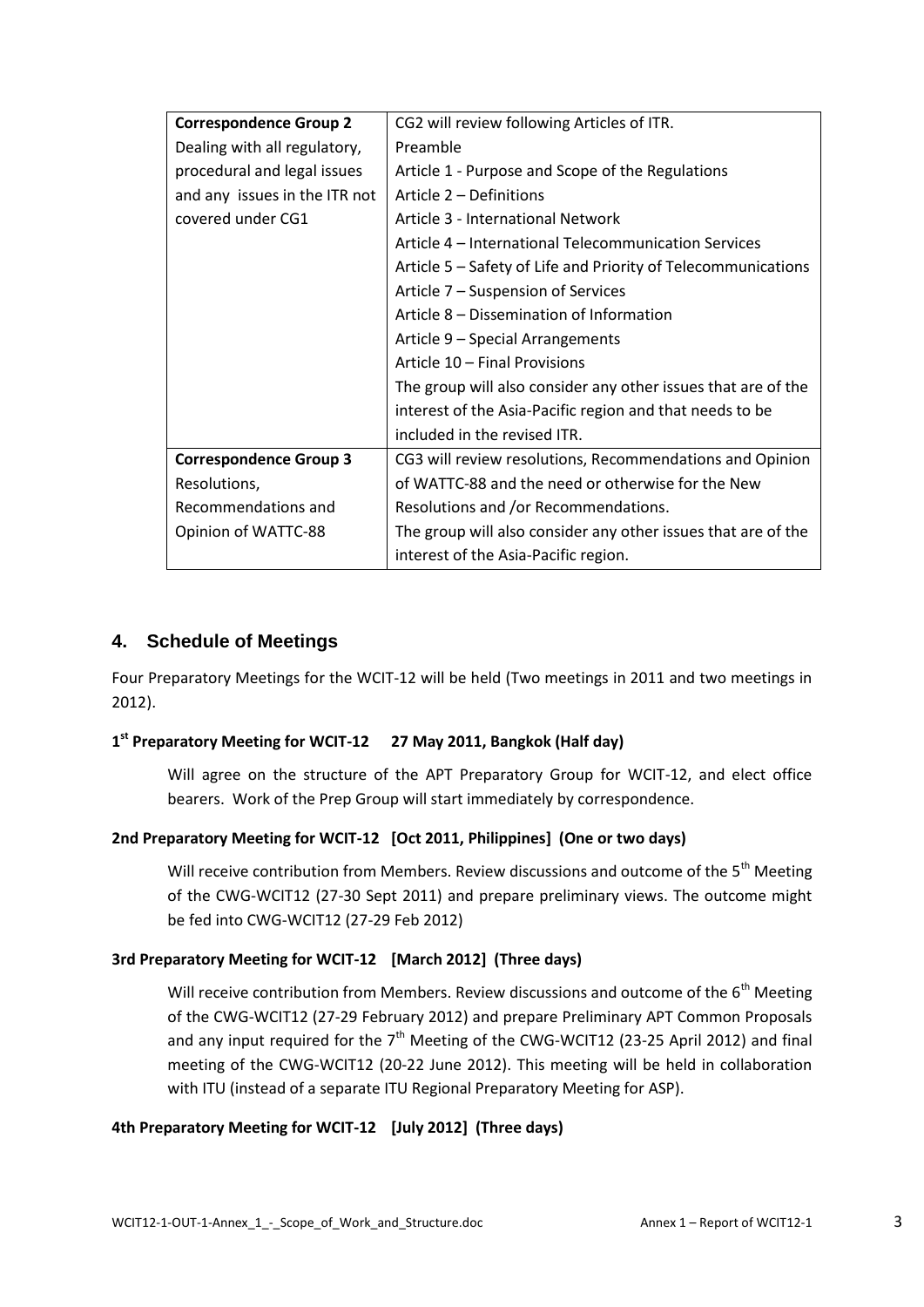| | |
|---|---|
| **Correspondence Group 2**<br>Dealing with all regulatory, procedural and legal issues and any issues in the ITR not covered under CG1 | CG2 will review following Articles of ITR.<br>Preamble<br>Article 1 - Purpose and Scope of the Regulations<br>Article 2 – Definitions<br>Article 3 - International Network<br>Article 4 – International Telecommunication Services<br>Article 5 – Safety of Life and Priority of Telecommunications<br>Article 7 – Suspension of Services<br>Article 8 – Dissemination of Information<br>Article 9 – Special Arrangements<br>Article 10 – Final Provisions<br>The group will also consider any other issues that are of the interest of the Asia-Pacific region and that needs to be included in the revised ITR. |
| **Correspondence Group 3**<br>Resolutions, Recommendations and Opinion of WATTC-88 | CG3 will review resolutions, Recommendations and Opinion of WATTC-88 and the need or otherwise for the New Resolutions and /or Recommendations.<br>The group will also consider any other issues that are of the interest of the Asia-Pacific region. |

## 4. Schedule of Meetings

Four Preparatory Meetings for the WCIT-12 will be held (Two meetings in 2011 and two meetings in 2012).

#### 1st Preparatory Meeting for WCIT-12 27 May 2011, Bangkok (Half day)

Will agree on the structure of the APT Preparatory Group for WCIT-12, and elect office bearers. Work of the Prep Group will start immediately by correspondence.

#### 2nd Preparatory Meeting for WCIT-12 [Oct 2011, Philippines] (One or two days)

Will receive contribution from Members. Review discussions and outcome of the 5th Meeting of the CWG-WCIT12 (27-30 Sept 2011) and prepare preliminary views. The outcome might be fed into CWG-WCIT12 (27-29 Feb 2012)

#### 3rd Preparatory Meeting for WCIT-12 [March 2012] (Three days)

Will receive contribution from Members. Review discussions and outcome of the 6th Meeting of the CWG-WCIT12 (27-29 February 2012) and prepare Preliminary APT Common Proposals and any input required for the 7th Meeting of the CWG-WCIT12 (23-25 April 2012) and final meeting of the CWG-WCIT12 (20-22 June 2012). This meeting will be held in collaboration with ITU (instead of a separate ITU Regional Preparatory Meeting for ASP).

#### 4th Preparatory Meeting for WCIT-12 [July 2012] (Three days)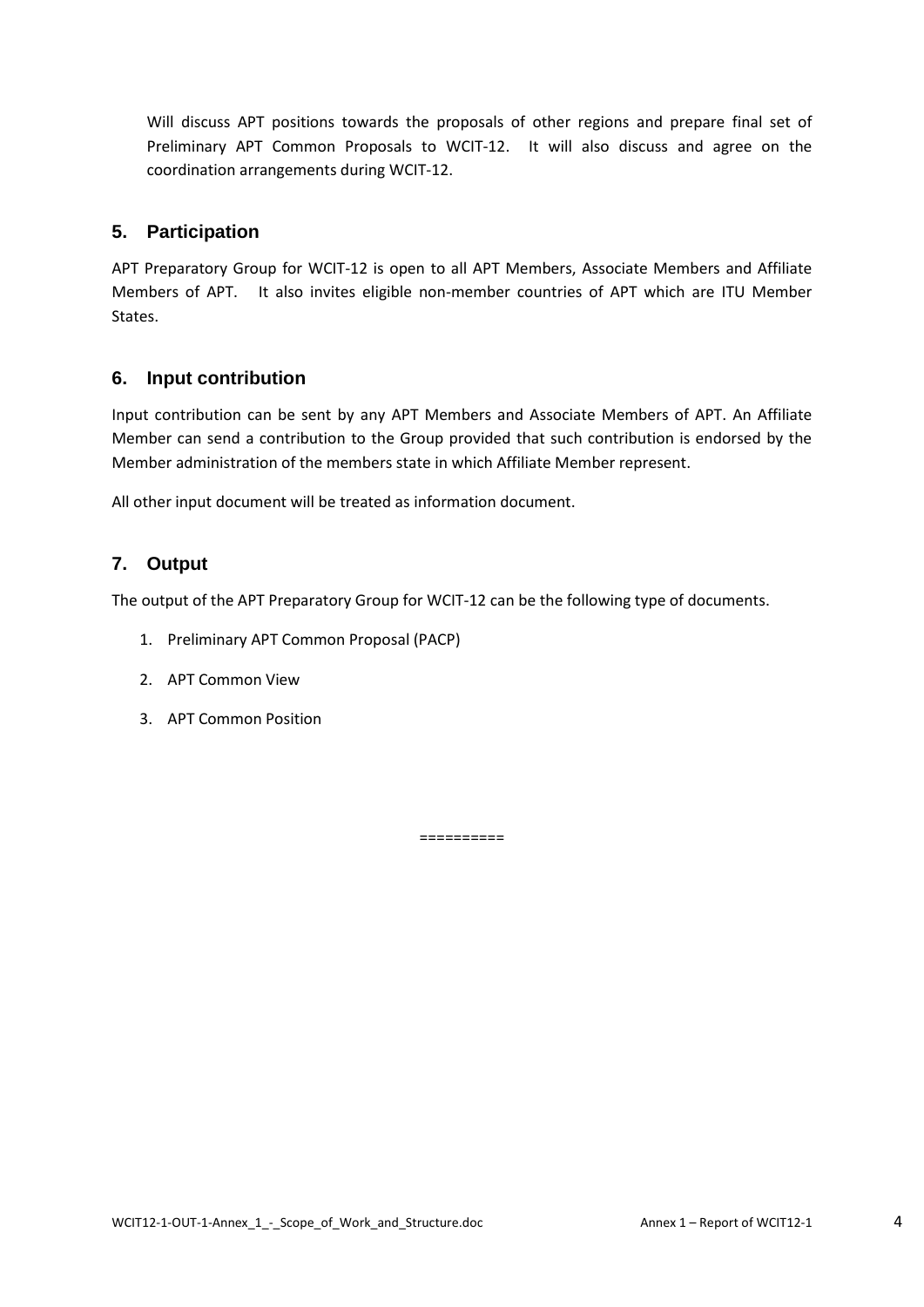Will discuss APT positions towards the proposals of other regions and prepare final set of Preliminary APT Common Proposals to WCIT-12. It will also discuss and agree on the coordination arrangements during WCIT-12.

## 5. Participation

APT Preparatory Group for WCIT-12 is open to all APT Members, Associate Members and Affiliate Members of APT. It also invites eligible non-member countries of APT which are ITU Member States.

## 6. Input contribution

Input contribution can be sent by any APT Members and Associate Members of APT. An Affiliate Member can send a contribution to the Group provided that such contribution is endorsed by the Member administration of the members state in which Affiliate Member represent.

All other input document will be treated as information document.

## 7. Output

The output of the APT Preparatory Group for WCIT-12 can be the following type of documents.

1. Preliminary APT Common Proposal (PACP)
2. APT Common View
3. APT Common Position

==========